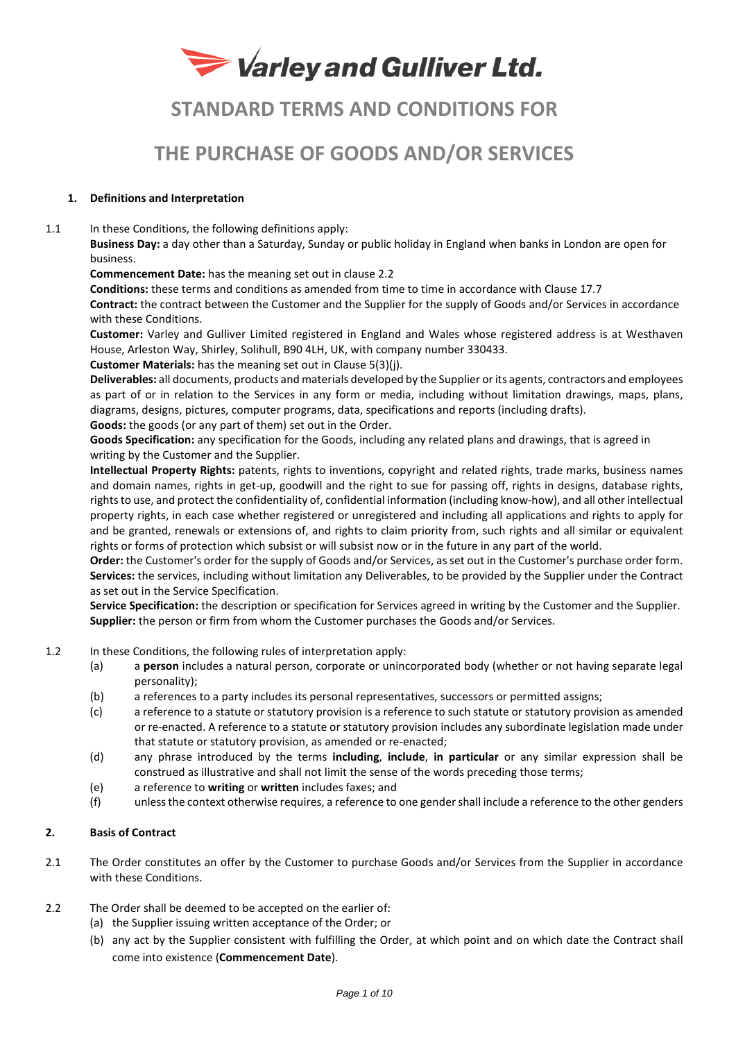# Varley and Gulliver Ltd.

# STANDARD TERMS AND CONDITIONS FOR THE PURCHASE OF GOODS AND/OR SERVICES

## 1. Definitions and Interpretation

1.1 In these Conditions, the following definitions apply:

**Business Day:** a day other than a Saturday, Sunday or public holiday in England when banks in London are open for business.

**Commencement Date:** has the meaning set out in clause 2.2

**Conditions:** these terms and conditions as amended from time to time in accordance with Clause 17.7

**Contract:** the contract between the Customer and the Supplier for the supply of Goods and/or Services in accordance with these Conditions.

**Customer:** Varley and Gulliver Limited registered in England and Wales whose registered address is at Westhaven House, Arleston Way, Shirley, Solihull, B90 4LH, UK, with company number 330433.

**Customer Materials:** has the meaning set out in Clause 5(3)(j).

**Deliverables:** all documents, products and materials developed by the Supplier or its agents, contractors and employees as part of or in relation to the Services in any form or media, including without limitation drawings, maps, plans, diagrams, designs, pictures, computer programs, data, specifications and reports (including drafts).

**Goods:** the goods (or any part of them) set out in the Order.

**Goods Specification:** any specification for the Goods, including any related plans and drawings, that is agreed in writing by the Customer and the Supplier.

**Intellectual Property Rights:** patents, rights to inventions, copyright and related rights, trade marks, business names and domain names, rights in get-up, goodwill and the right to sue for passing off, rights in designs, database rights, rights to use, and protect the confidentiality of, confidential information (including know-how), and all other intellectual property rights, in each case whether registered or unregistered and including all applications and rights to apply for and be granted, renewals or extensions of, and rights to claim priority from, such rights and all similar or equivalent rights or forms of protection which subsist or will subsist now or in the future in any part of the world.

**Order:** the Customer's order for the supply of Goods and/or Services, as set out in the Customer's purchase order form.

**Services:** the services, including without limitation any Deliverables, to be provided by the Supplier under the Contract as set out in the Service Specification.

**Service Specification:** the description or specification for Services agreed in writing by the Customer and the Supplier.

**Supplier:** the person or firm from whom the Customer purchases the Goods and/or Services.

1.2 In these Conditions, the following rules of interpretation apply:

(a) a **person** includes a natural person, corporate or unincorporated body (whether or not having separate legal personality);

(b) a references to a party includes its personal representatives, successors or permitted assigns;

(c) a reference to a statute or statutory provision is a reference to such statute or statutory provision as amended or re-enacted. A reference to a statute or statutory provision includes any subordinate legislation made under that statute or statutory provision, as amended or re-enacted;

(d) any phrase introduced by the terms **including**, **include**, **in particular** or any similar expression shall be construed as illustrative and shall not limit the sense of the words preceding those terms;

(e) a reference to **writing** or **written** includes faxes; and

(f) unless the context otherwise requires, a reference to one gender shall include a reference to the other genders

## 2. Basis of Contract

2.1 The Order constitutes an offer by the Customer to purchase Goods and/or Services from the Supplier in accordance with these Conditions.

2.2 The Order shall be deemed to be accepted on the earlier of:

(a) the Supplier issuing written acceptance of the Order; or

(b) any act by the Supplier consistent with fulfilling the Order, at which point and on which date the Contract shall come into existence (**Commencement Date**).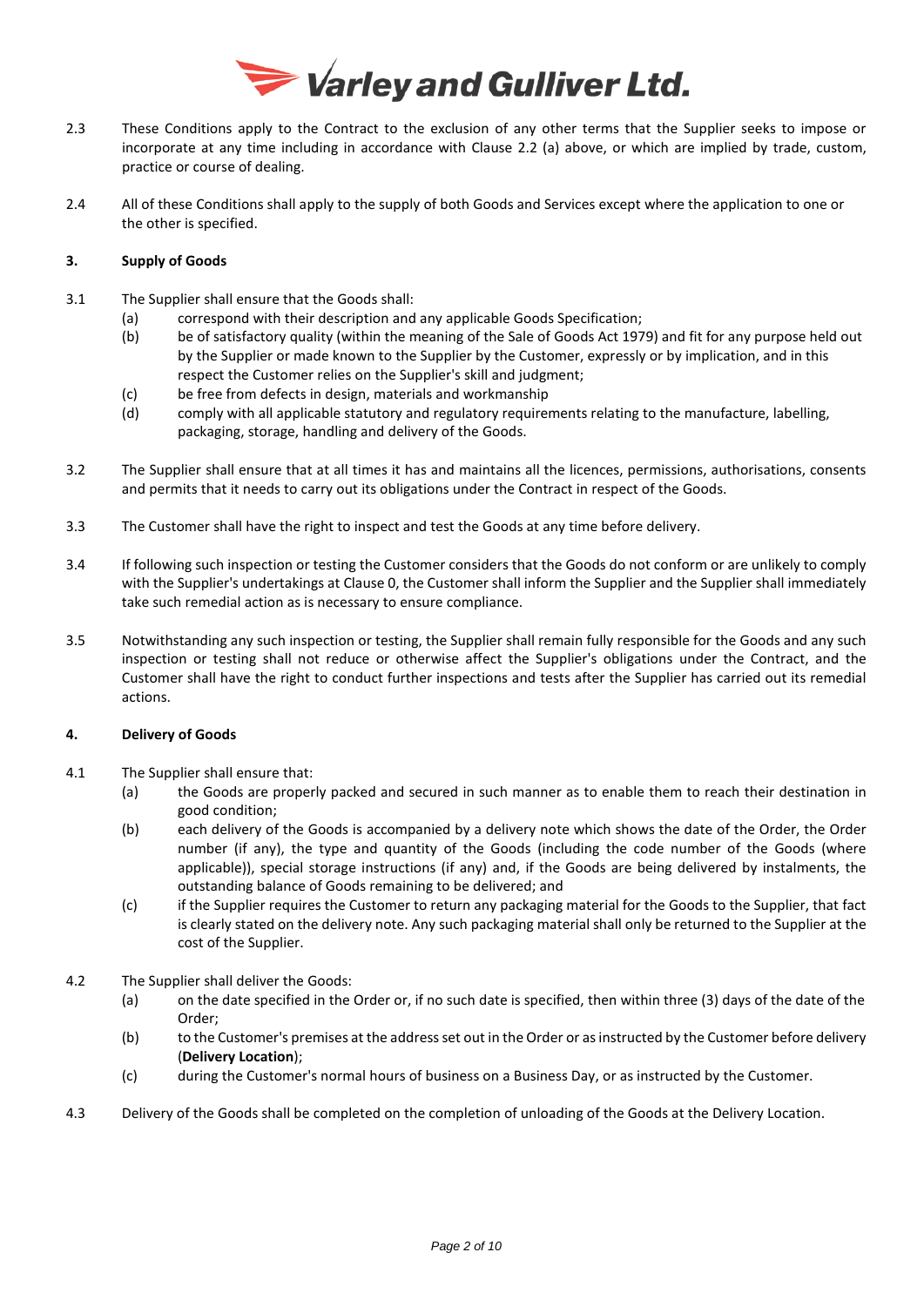2.3 These Conditions apply to the Contract to the exclusion of any other terms that the Supplier seeks to impose or incorporate at any time including in accordance with Clause 2.2 (a) above, or which are implied by trade, custom, practice or course of dealing.

2.4 All of these Conditions shall apply to the supply of both Goods and Services except where the application to one or the other is specified.

### 3. Supply of Goods

3.1 The Supplier shall ensure that the Goods shall:

- (a) correspond with their description and any applicable Goods Specification;
- (b) be of satisfactory quality (within the meaning of the Sale of Goods Act 1979) and fit for any purpose held out by the Supplier or made known to the Supplier by the Customer, expressly or by implication, and in this respect the Customer relies on the Supplier's skill and judgment;
- (c) be free from defects in design, materials and workmanship
- (d) comply with all applicable statutory and regulatory requirements relating to the manufacture, labelling, packaging, storage, handling and delivery of the Goods.

3.2 The Supplier shall ensure that at all times it has and maintains all the licences, permissions, authorisations, consents and permits that it needs to carry out its obligations under the Contract in respect of the Goods.

3.3 The Customer shall have the right to inspect and test the Goods at any time before delivery.

3.4 If following such inspection or testing the Customer considers that the Goods do not conform or are unlikely to comply with the Supplier's undertakings at Clause 0, the Customer shall inform the Supplier and the Supplier shall immediately take such remedial action as is necessary to ensure compliance.

3.5 Notwithstanding any such inspection or testing, the Supplier shall remain fully responsible for the Goods and any such inspection or testing shall not reduce or otherwise affect the Supplier's obligations under the Contract, and the Customer shall have the right to conduct further inspections and tests after the Supplier has carried out its remedial actions.

### 4. Delivery of Goods

4.1 The Supplier shall ensure that:

- (a) the Goods are properly packed and secured in such manner as to enable them to reach their destination in good condition;
- (b) each delivery of the Goods is accompanied by a delivery note which shows the date of the Order, the Order number (if any), the type and quantity of the Goods (including the code number of the Goods (where applicable)), special storage instructions (if any) and, if the Goods are being delivered by instalments, the outstanding balance of Goods remaining to be delivered; and
- (c) if the Supplier requires the Customer to return any packaging material for the Goods to the Supplier, that fact is clearly stated on the delivery note. Any such packaging material shall only be returned to the Supplier at the cost of the Supplier.

4.2 The Supplier shall deliver the Goods:

- (a) on the date specified in the Order or, if no such date is specified, then within three (3) days of the date of the Order;
- (b) to the Customer's premises at the address set out in the Order or as instructed by the Customer before delivery (**Delivery Location**);
- (c) during the Customer's normal hours of business on a Business Day, or as instructed by the Customer.

4.3 Delivery of the Goods shall be completed on the completion of unloading of the Goods at the Delivery Location.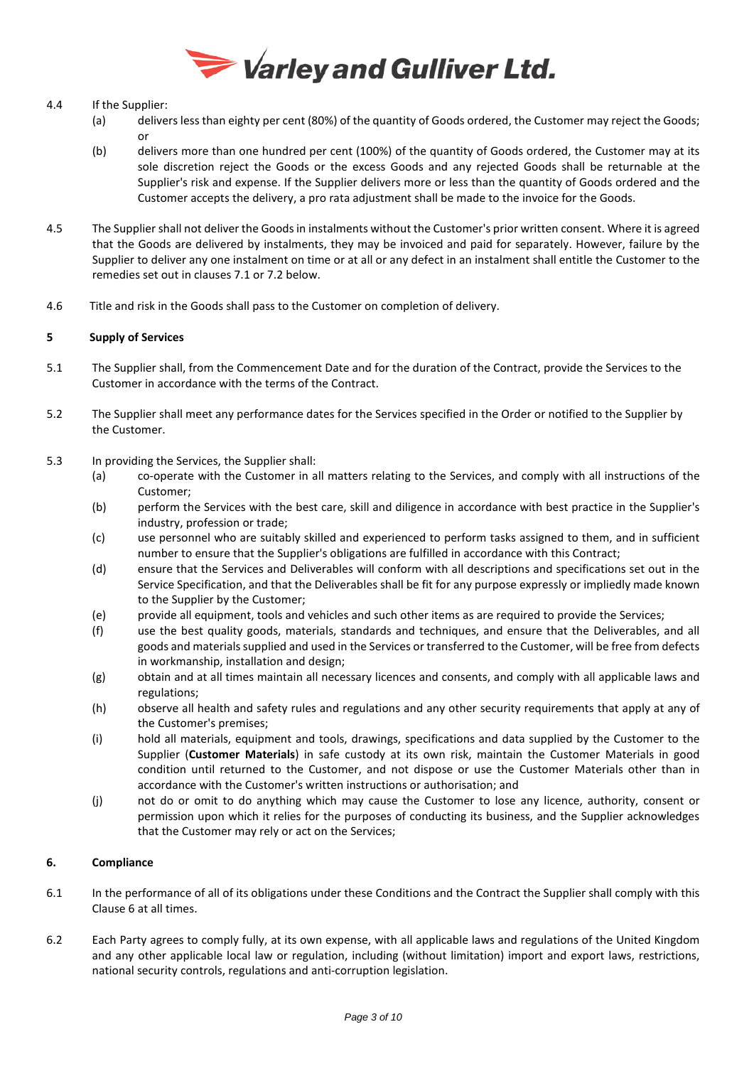4.4 If the Supplier:

(a) delivers less than eighty per cent (80%) of the quantity of Goods ordered, the Customer may reject the Goods; or

(b) delivers more than one hundred per cent (100%) of the quantity of Goods ordered, the Customer may at its sole discretion reject the Goods or the excess Goods and any rejected Goods shall be returnable at the Supplier's risk and expense. If the Supplier delivers more or less than the quantity of Goods ordered and the Customer accepts the delivery, a pro rata adjustment shall be made to the invoice for the Goods.

4.5 The Supplier shall not deliver the Goods in instalments without the Customer's prior written consent. Where it is agreed that the Goods are delivered by instalments, they may be invoiced and paid for separately. However, failure by the Supplier to deliver any one instalment on time or at all or any defect in an instalment shall entitle the Customer to the remedies set out in clauses 7.1 or 7.2 below.

4.6 Title and risk in the Goods shall pass to the Customer on completion of delivery.

## 5 Supply of Services

5.1 The Supplier shall, from the Commencement Date and for the duration of the Contract, provide the Services to the Customer in accordance with the terms of the Contract.

5.2 The Supplier shall meet any performance dates for the Services specified in the Order or notified to the Supplier by the Customer.

5.3 In providing the Services, the Supplier shall:

(a) co-operate with the Customer in all matters relating to the Services, and comply with all instructions of the Customer;

(b) perform the Services with the best care, skill and diligence in accordance with best practice in the Supplier's industry, profession or trade;

(c) use personnel who are suitably skilled and experienced to perform tasks assigned to them, and in sufficient number to ensure that the Supplier's obligations are fulfilled in accordance with this Contract;

(d) ensure that the Services and Deliverables will conform with all descriptions and specifications set out in the Service Specification, and that the Deliverables shall be fit for any purpose expressly or impliedly made known to the Supplier by the Customer;

(e) provide all equipment, tools and vehicles and such other items as are required to provide the Services;

(f) use the best quality goods, materials, standards and techniques, and ensure that the Deliverables, and all goods and materials supplied and used in the Services or transferred to the Customer, will be free from defects in workmanship, installation and design;

(g) obtain and at all times maintain all necessary licences and consents, and comply with all applicable laws and regulations;

(h) observe all health and safety rules and regulations and any other security requirements that apply at any of the Customer's premises;

(i) hold all materials, equipment and tools, drawings, specifications and data supplied by the Customer to the Supplier (**Customer Materials**) in safe custody at its own risk, maintain the Customer Materials in good condition until returned to the Customer, and not dispose or use the Customer Materials other than in accordance with the Customer's written instructions or authorisation; and

(j) not do or omit to do anything which may cause the Customer to lose any licence, authority, consent or permission upon which it relies for the purposes of conducting its business, and the Supplier acknowledges that the Customer may rely or act on the Services;

## 6. Compliance

6.1 In the performance of all of its obligations under these Conditions and the Contract the Supplier shall comply with this Clause 6 at all times.

6.2 Each Party agrees to comply fully, at its own expense, with all applicable laws and regulations of the United Kingdom and any other applicable local law or regulation, including (without limitation) import and export laws, restrictions, national security controls, regulations and anti-corruption legislation.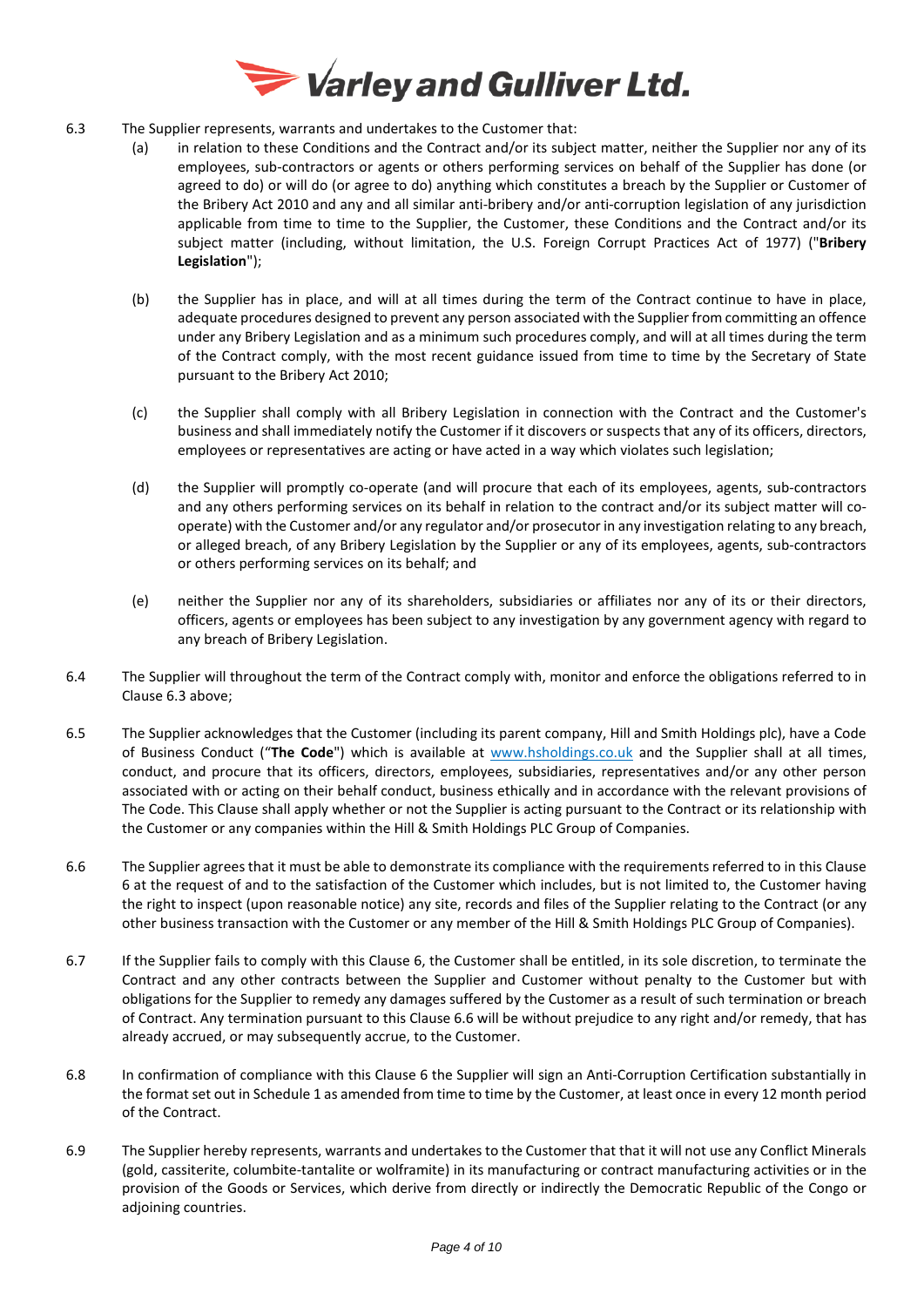6.3 The Supplier represents, warrants and undertakes to the Customer that:

(a) in relation to these Conditions and the Contract and/or its subject matter, neither the Supplier nor any of its employees, sub-contractors or agents or others performing services on behalf of the Supplier has done (or agreed to do) or will do (or agree to do) anything which constitutes a breach by the Supplier or Customer of the Bribery Act 2010 and any and all similar anti-bribery and/or anti-corruption legislation of any jurisdiction applicable from time to time to the Supplier, the Customer, these Conditions and the Contract and/or its subject matter (including, without limitation, the U.S. Foreign Corrupt Practices Act of 1977) ("**Bribery Legislation**");

(b) the Supplier has in place, and will at all times during the term of the Contract continue to have in place, adequate procedures designed to prevent any person associated with the Supplier from committing an offence under any Bribery Legislation and as a minimum such procedures comply, and will at all times during the term of the Contract comply, with the most recent guidance issued from time to time by the Secretary of State pursuant to the Bribery Act 2010;

(c) the Supplier shall comply with all Bribery Legislation in connection with the Contract and the Customer's business and shall immediately notify the Customer if it discovers or suspects that any of its officers, directors, employees or representatives are acting or have acted in a way which violates such legislation;

(d) the Supplier will promptly co-operate (and will procure that each of its employees, agents, sub-contractors and any others performing services on its behalf in relation to the contract and/or its subject matter will co-operate) with the Customer and/or any regulator and/or prosecutor in any investigation relating to any breach, or alleged breach, of any Bribery Legislation by the Supplier or any of its employees, agents, sub-contractors or others performing services on its behalf; and

(e) neither the Supplier nor any of its shareholders, subsidiaries or affiliates nor any of its or their directors, officers, agents or employees has been subject to any investigation by any government agency with regard to any breach of Bribery Legislation.

6.4 The Supplier will throughout the term of the Contract comply with, monitor and enforce the obligations referred to in Clause 6.3 above;

6.5 The Supplier acknowledges that the Customer (including its parent company, Hill and Smith Holdings plc), have a Code of Business Conduct ("**The Code**") which is available at www.hsholdings.co.uk and the Supplier shall at all times, conduct, and procure that its officers, directors, employees, subsidiaries, representatives and/or any other person associated with or acting on their behalf conduct, business ethically and in accordance with the relevant provisions of The Code. This Clause shall apply whether or not the Supplier is acting pursuant to the Contract or its relationship with the Customer or any companies within the Hill & Smith Holdings PLC Group of Companies.

6.6 The Supplier agrees that it must be able to demonstrate its compliance with the requirements referred to in this Clause 6 at the request of and to the satisfaction of the Customer which includes, but is not limited to, the Customer having the right to inspect (upon reasonable notice) any site, records and files of the Supplier relating to the Contract (or any other business transaction with the Customer or any member of the Hill & Smith Holdings PLC Group of Companies).

6.7 If the Supplier fails to comply with this Clause 6, the Customer shall be entitled, in its sole discretion, to terminate the Contract and any other contracts between the Supplier and Customer without penalty to the Customer but with obligations for the Supplier to remedy any damages suffered by the Customer as a result of such termination or breach of Contract. Any termination pursuant to this Clause 6.6 will be without prejudice to any right and/or remedy, that has already accrued, or may subsequently accrue, to the Customer.

6.8 In confirmation of compliance with this Clause 6 the Supplier will sign an Anti-Corruption Certification substantially in the format set out in Schedule 1 as amended from time to time by the Customer, at least once in every 12 month period of the Contract.

6.9 The Supplier hereby represents, warrants and undertakes to the Customer that that it will not use any Conflict Minerals (gold, cassiterite, columbite-tantalite or wolframite) in its manufacturing or contract manufacturing activities or in the provision of the Goods or Services, which derive from directly or indirectly the Democratic Republic of the Congo or adjoining countries.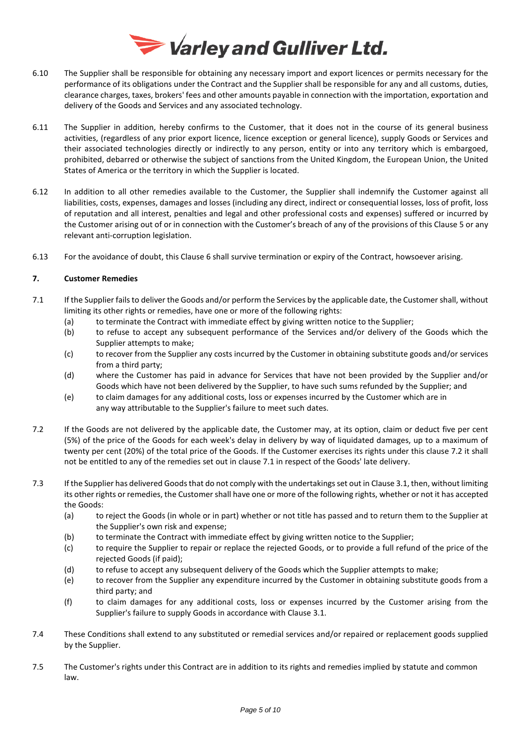6.10 The Supplier shall be responsible for obtaining any necessary import and export licences or permits necessary for the performance of its obligations under the Contract and the Supplier shall be responsible for any and all customs, duties, clearance charges, taxes, brokers' fees and other amounts payable in connection with the importation, exportation and delivery of the Goods and Services and any associated technology.

6.11 The Supplier in addition, hereby confirms to the Customer, that it does not in the course of its general business activities, (regardless of any prior export licence, licence exception or general licence), supply Goods or Services and their associated technologies directly or indirectly to any person, entity or into any territory which is embargoed, prohibited, debarred or otherwise the subject of sanctions from the United Kingdom, the European Union, the United States of America or the territory in which the Supplier is located.

6.12 In addition to all other remedies available to the Customer, the Supplier shall indemnify the Customer against all liabilities, costs, expenses, damages and losses (including any direct, indirect or consequential losses, loss of profit, loss of reputation and all interest, penalties and legal and other professional costs and expenses) suffered or incurred by the Customer arising out of or in connection with the Customer's breach of any of the provisions of this Clause 5 or any relevant anti-corruption legislation.

6.13 For the avoidance of doubt, this Clause 6 shall survive termination or expiry of the Contract, howsoever arising.

**7. Customer Remedies**

7.1 If the Supplier fails to deliver the Goods and/or perform the Services by the applicable date, the Customer shall, without limiting its other rights or remedies, have one or more of the following rights:

(a) to terminate the Contract with immediate effect by giving written notice to the Supplier;

(b) to refuse to accept any subsequent performance of the Services and/or delivery of the Goods which the Supplier attempts to make;

(c) to recover from the Supplier any costs incurred by the Customer in obtaining substitute goods and/or services from a third party;

(d) where the Customer has paid in advance for Services that have not been provided by the Supplier and/or Goods which have not been delivered by the Supplier, to have such sums refunded by the Supplier; and

(e) to claim damages for any additional costs, loss or expenses incurred by the Customer which are in any way attributable to the Supplier's failure to meet such dates.

7.2 If the Goods are not delivered by the applicable date, the Customer may, at its option, claim or deduct five per cent (5%) of the price of the Goods for each week's delay in delivery by way of liquidated damages, up to a maximum of twenty per cent (20%) of the total price of the Goods. If the Customer exercises its rights under this clause 7.2 it shall not be entitled to any of the remedies set out in clause 7.1 in respect of the Goods' late delivery.

7.3 If the Supplier has delivered Goods that do not comply with the undertakings set out in Clause 3.1, then, without limiting its other rights or remedies, the Customer shall have one or more of the following rights, whether or not it has accepted the Goods:

(a) to reject the Goods (in whole or in part) whether or not title has passed and to return them to the Supplier at the Supplier's own risk and expense;

(b) to terminate the Contract with immediate effect by giving written notice to the Supplier;

(c) to require the Supplier to repair or replace the rejected Goods, or to provide a full refund of the price of the rejected Goods (if paid);

(d) to refuse to accept any subsequent delivery of the Goods which the Supplier attempts to make;

(e) to recover from the Supplier any expenditure incurred by the Customer in obtaining substitute goods from a third party; and

(f) to claim damages for any additional costs, loss or expenses incurred by the Customer arising from the Supplier's failure to supply Goods in accordance with Clause 3.1.

7.4 These Conditions shall extend to any substituted or remedial services and/or repaired or replacement goods supplied by the Supplier.

7.5 The Customer's rights under this Contract are in addition to its rights and remedies implied by statute and common law.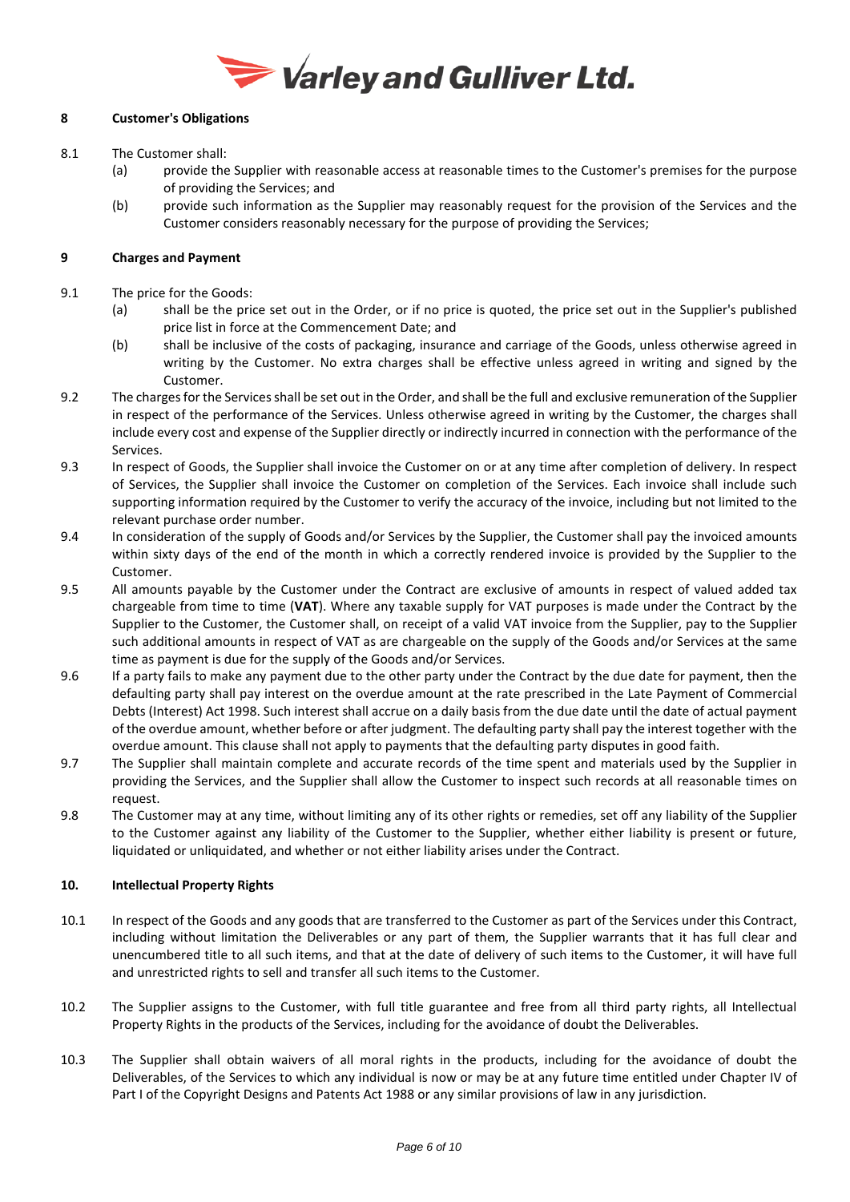## 8 Customer's Obligations

8.1 The Customer shall:

(a) provide the Supplier with reasonable access at reasonable times to the Customer's premises for the purpose of providing the Services; and

(b) provide such information as the Supplier may reasonably request for the provision of the Services and the Customer considers reasonably necessary for the purpose of providing the Services;

## 9 Charges and Payment

9.1 The price for the Goods:

(a) shall be the price set out in the Order, or if no price is quoted, the price set out in the Supplier's published price list in force at the Commencement Date; and

(b) shall be inclusive of the costs of packaging, insurance and carriage of the Goods, unless otherwise agreed in writing by the Customer. No extra charges shall be effective unless agreed in writing and signed by the Customer.

9.2 The charges for the Services shall be set out in the Order, and shall be the full and exclusive remuneration of the Supplier in respect of the performance of the Services. Unless otherwise agreed in writing by the Customer, the charges shall include every cost and expense of the Supplier directly or indirectly incurred in connection with the performance of the Services.

9.3 In respect of Goods, the Supplier shall invoice the Customer on or at any time after completion of delivery. In respect of Services, the Supplier shall invoice the Customer on completion of the Services. Each invoice shall include such supporting information required by the Customer to verify the accuracy of the invoice, including but not limited to the relevant purchase order number.

9.4 In consideration of the supply of Goods and/or Services by the Supplier, the Customer shall pay the invoiced amounts within sixty days of the end of the month in which a correctly rendered invoice is provided by the Supplier to the Customer.

9.5 All amounts payable by the Customer under the Contract are exclusive of amounts in respect of valued added tax chargeable from time to time (**VAT**). Where any taxable supply for VAT purposes is made under the Contract by the Supplier to the Customer, the Customer shall, on receipt of a valid VAT invoice from the Supplier, pay to the Supplier such additional amounts in respect of VAT as are chargeable on the supply of the Goods and/or Services at the same time as payment is due for the supply of the Goods and/or Services.

9.6 If a party fails to make any payment due to the other party under the Contract by the due date for payment, then the defaulting party shall pay interest on the overdue amount at the rate prescribed in the Late Payment of Commercial Debts (Interest) Act 1998. Such interest shall accrue on a daily basis from the due date until the date of actual payment of the overdue amount, whether before or after judgment. The defaulting party shall pay the interest together with the overdue amount. This clause shall not apply to payments that the defaulting party disputes in good faith.

9.7 The Supplier shall maintain complete and accurate records of the time spent and materials used by the Supplier in providing the Services, and the Supplier shall allow the Customer to inspect such records at all reasonable times on request.

9.8 The Customer may at any time, without limiting any of its other rights or remedies, set off any liability of the Supplier to the Customer against any liability of the Customer to the Supplier, whether either liability is present or future, liquidated or unliquidated, and whether or not either liability arises under the Contract.

## 10. Intellectual Property Rights

10.1 In respect of the Goods and any goods that are transferred to the Customer as part of the Services under this Contract, including without limitation the Deliverables or any part of them, the Supplier warrants that it has full clear and unencumbered title to all such items, and that at the date of delivery of such items to the Customer, it will have full and unrestricted rights to sell and transfer all such items to the Customer.

10.2 The Supplier assigns to the Customer, with full title guarantee and free from all third party rights, all Intellectual Property Rights in the products of the Services, including for the avoidance of doubt the Deliverables.

10.3 The Supplier shall obtain waivers of all moral rights in the products, including for the avoidance of doubt the Deliverables, of the Services to which any individual is now or may be at any future time entitled under Chapter IV of Part I of the Copyright Designs and Patents Act 1988 or any similar provisions of law in any jurisdiction.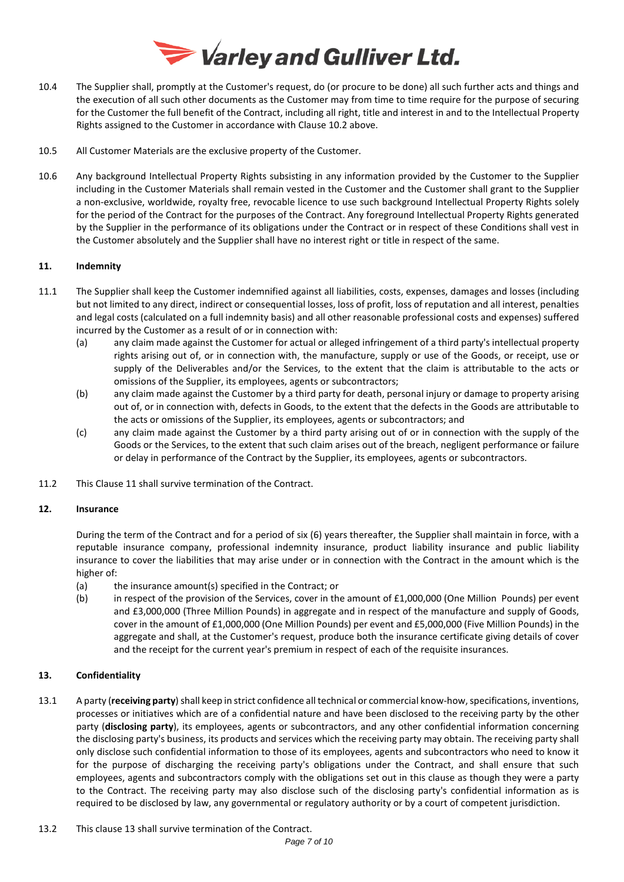10.4 The Supplier shall, promptly at the Customer's request, do (or procure to be done) all such further acts and things and the execution of all such other documents as the Customer may from time to time require for the purpose of securing for the Customer the full benefit of the Contract, including all right, title and interest in and to the Intellectual Property Rights assigned to the Customer in accordance with Clause 10.2 above.

10.5 All Customer Materials are the exclusive property of the Customer.

10.6 Any background Intellectual Property Rights subsisting in any information provided by the Customer to the Supplier including in the Customer Materials shall remain vested in the Customer and the Customer shall grant to the Supplier a non-exclusive, worldwide, royalty free, revocable licence to use such background Intellectual Property Rights solely for the period of the Contract for the purposes of the Contract. Any foreground Intellectual Property Rights generated by the Supplier in the performance of its obligations under the Contract or in respect of these Conditions shall vest in the Customer absolutely and the Supplier shall have no interest right or title in respect of the same.

## 11. Indemnity

11.1 The Supplier shall keep the Customer indemnified against all liabilities, costs, expenses, damages and losses (including but not limited to any direct, indirect or consequential losses, loss of profit, loss of reputation and all interest, penalties and legal costs (calculated on a full indemnity basis) and all other reasonable professional costs and expenses) suffered incurred by the Customer as a result of or in connection with:

(a) any claim made against the Customer for actual or alleged infringement of a third party's intellectual property rights arising out of, or in connection with, the manufacture, supply or use of the Goods, or receipt, use or supply of the Deliverables and/or the Services, to the extent that the claim is attributable to the acts or omissions of the Supplier, its employees, agents or subcontractors;

(b) any claim made against the Customer by a third party for death, personal injury or damage to property arising out of, or in connection with, defects in Goods, to the extent that the defects in the Goods are attributable to the acts or omissions of the Supplier, its employees, agents or subcontractors; and

(c) any claim made against the Customer by a third party arising out of or in connection with the supply of the Goods or the Services, to the extent that such claim arises out of the breach, negligent performance or failure or delay in performance of the Contract by the Supplier, its employees, agents or subcontractors.

11.2 This Clause 11 shall survive termination of the Contract.

## 12. Insurance

During the term of the Contract and for a period of six (6) years thereafter, the Supplier shall maintain in force, with a reputable insurance company, professional indemnity insurance, product liability insurance and public liability insurance to cover the liabilities that may arise under or in connection with the Contract in the amount which is the higher of:

(a) the insurance amount(s) specified in the Contract; or

(b) in respect of the provision of the Services, cover in the amount of £1,000,000 (One Million Pounds) per event and £3,000,000 (Three Million Pounds) in aggregate and in respect of the manufacture and supply of Goods, cover in the amount of £1,000,000 (One Million Pounds) per event and £5,000,000 (Five Million Pounds) in the aggregate and shall, at the Customer's request, produce both the insurance certificate giving details of cover and the receipt for the current year's premium in respect of each of the requisite insurances.

## 13. Confidentiality

13.1 A party (**receiving party**) shall keep in strict confidence all technical or commercial know-how, specifications, inventions, processes or initiatives which are of a confidential nature and have been disclosed to the receiving party by the other party (**disclosing party**), its employees, agents or subcontractors, and any other confidential information concerning the disclosing party's business, its products and services which the receiving party may obtain. The receiving party shall only disclose such confidential information to those of its employees, agents and subcontractors who need to know it for the purpose of discharging the receiving party's obligations under the Contract, and shall ensure that such employees, agents and subcontractors comply with the obligations set out in this clause as though they were a party to the Contract. The receiving party may also disclose such of the disclosing party's confidential information as is required to be disclosed by law, any governmental or regulatory authority or by a court of competent jurisdiction.

13.2 This clause 13 shall survive termination of the Contract.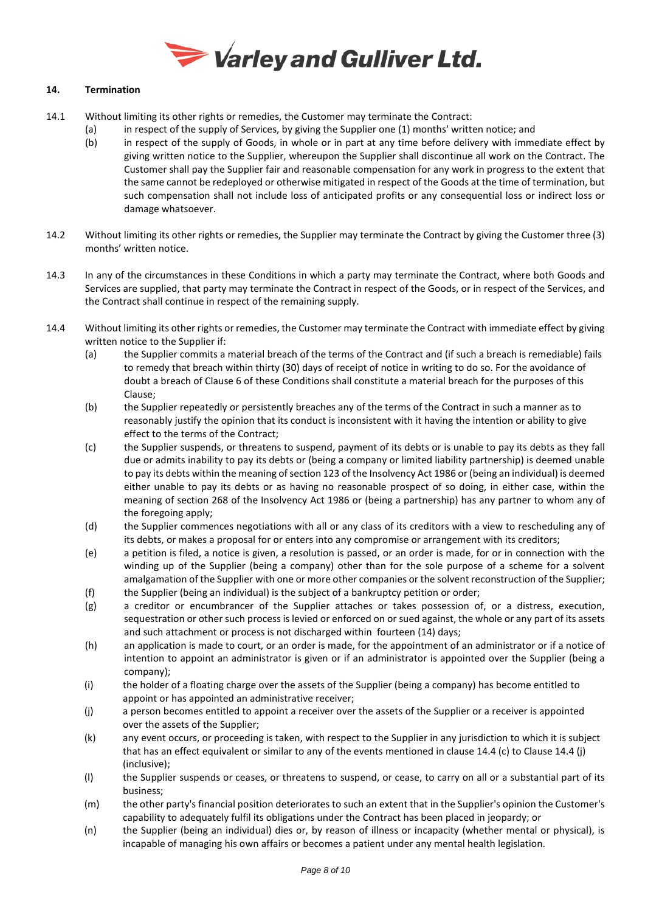## 14. Termination

14.1 Without limiting its other rights or remedies, the Customer may terminate the Contract:

(a) in respect of the supply of Services, by giving the Supplier one (1) months' written notice; and

(b) in respect of the supply of Goods, in whole or in part at any time before delivery with immediate effect by giving written notice to the Supplier, whereupon the Supplier shall discontinue all work on the Contract. The Customer shall pay the Supplier fair and reasonable compensation for any work in progress to the extent that the same cannot be redeployed or otherwise mitigated in respect of the Goods at the time of termination, but such compensation shall not include loss of anticipated profits or any consequential loss or indirect loss or damage whatsoever.

14.2 Without limiting its other rights or remedies, the Supplier may terminate the Contract by giving the Customer three (3) months' written notice.

14.3 In any of the circumstances in these Conditions in which a party may terminate the Contract, where both Goods and Services are supplied, that party may terminate the Contract in respect of the Goods, or in respect of the Services, and the Contract shall continue in respect of the remaining supply.

14.4 Without limiting its other rights or remedies, the Customer may terminate the Contract with immediate effect by giving written notice to the Supplier if:

(a) the Supplier commits a material breach of the terms of the Contract and (if such a breach is remediable) fails to remedy that breach within thirty (30) days of receipt of notice in writing to do so. For the avoidance of doubt a breach of Clause 6 of these Conditions shall constitute a material breach for the purposes of this Clause;

(b) the Supplier repeatedly or persistently breaches any of the terms of the Contract in such a manner as to reasonably justify the opinion that its conduct is inconsistent with it having the intention or ability to give effect to the terms of the Contract;

(c) the Supplier suspends, or threatens to suspend, payment of its debts or is unable to pay its debts as they fall due or admits inability to pay its debts or (being a company or limited liability partnership) is deemed unable to pay its debts within the meaning of section 123 of the Insolvency Act 1986 or (being an individual) is deemed either unable to pay its debts or as having no reasonable prospect of so doing, in either case, within the meaning of section 268 of the Insolvency Act 1986 or (being a partnership) has any partner to whom any of the foregoing apply;

(d) the Supplier commences negotiations with all or any class of its creditors with a view to rescheduling any of its debts, or makes a proposal for or enters into any compromise or arrangement with its creditors;

(e) a petition is filed, a notice is given, a resolution is passed, or an order is made, for or in connection with the winding up of the Supplier (being a company) other than for the sole purpose of a scheme for a solvent amalgamation of the Supplier with one or more other companies or the solvent reconstruction of the Supplier;

(f) the Supplier (being an individual) is the subject of a bankruptcy petition or order;

(g) a creditor or encumbrancer of the Supplier attaches or takes possession of, or a distress, execution, sequestration or other such process is levied or enforced on or sued against, the whole or any part of its assets and such attachment or process is not discharged within fourteen (14) days;

(h) an application is made to court, or an order is made, for the appointment of an administrator or if a notice of intention to appoint an administrator is given or if an administrator is appointed over the Supplier (being a company);

(i) the holder of a floating charge over the assets of the Supplier (being a company) has become entitled to appoint or has appointed an administrative receiver;

(j) a person becomes entitled to appoint a receiver over the assets of the Supplier or a receiver is appointed over the assets of the Supplier;

(k) any event occurs, or proceeding is taken, with respect to the Supplier in any jurisdiction to which it is subject that has an effect equivalent or similar to any of the events mentioned in clause 14.4 (c) to Clause 14.4 (j) (inclusive);

(l) the Supplier suspends or ceases, or threatens to suspend, or cease, to carry on all or a substantial part of its business;

(m) the other party's financial position deteriorates to such an extent that in the Supplier's opinion the Customer's capability to adequately fulfil its obligations under the Contract has been placed in jeopardy; or

(n) the Supplier (being an individual) dies or, by reason of illness or incapacity (whether mental or physical), is incapable of managing his own affairs or becomes a patient under any mental health legislation.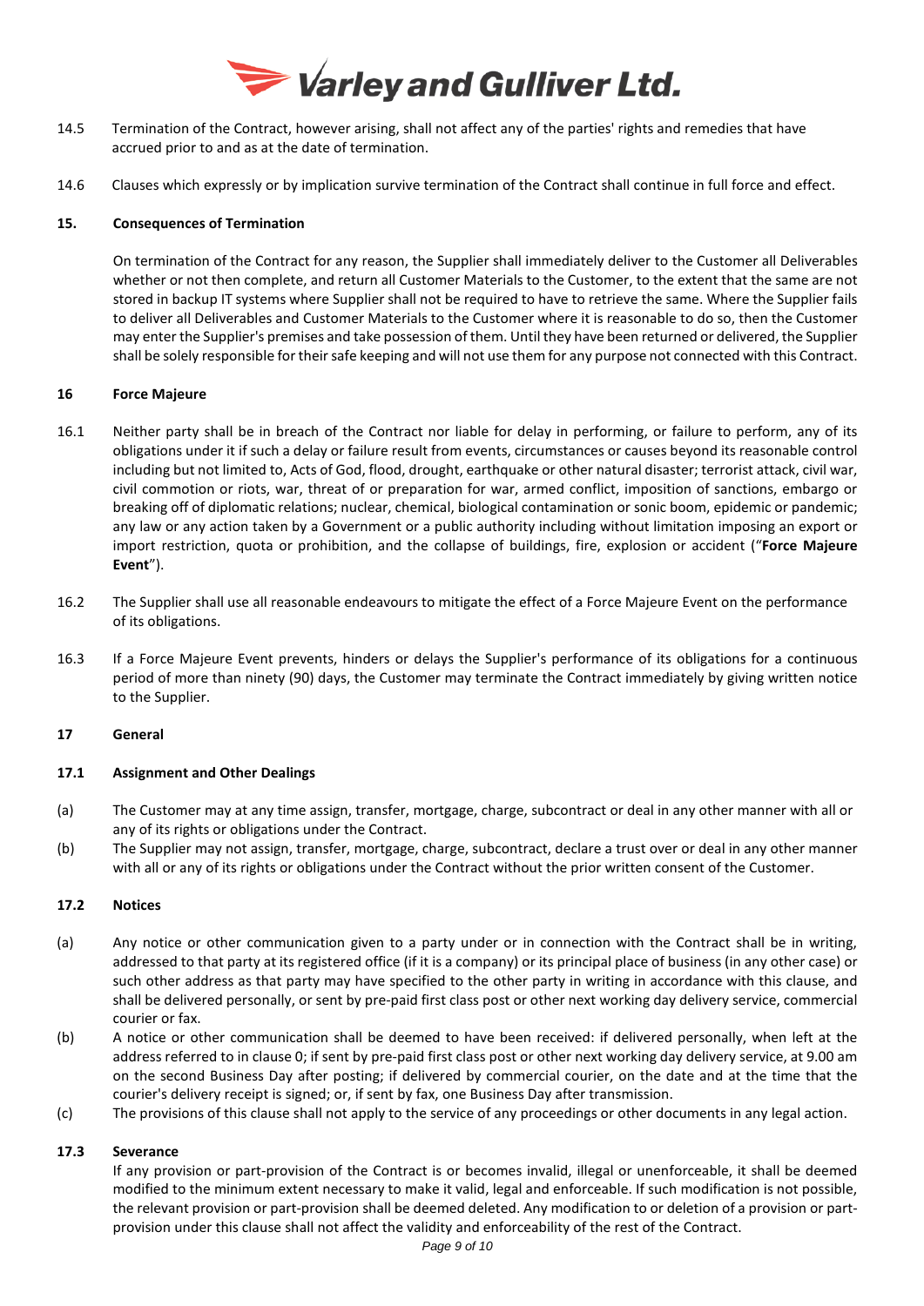14.5 Termination of the Contract, however arising, shall not affect any of the parties' rights and remedies that have accrued prior to and as at the date of termination.

14.6 Clauses which expressly or by implication survive termination of the Contract shall continue in full force and effect.

**15. Consequences of Termination**

On termination of the Contract for any reason, the Supplier shall immediately deliver to the Customer all Deliverables whether or not then complete, and return all Customer Materials to the Customer, to the extent that the same are not stored in backup IT systems where Supplier shall not be required to have to retrieve the same. Where the Supplier fails to deliver all Deliverables and Customer Materials to the Customer where it is reasonable to do so, then the Customer may enter the Supplier's premises and take possession of them. Until they have been returned or delivered, the Supplier shall be solely responsible for their safe keeping and will not use them for any purpose not connected with this Contract.

**16 Force Majeure**

16.1 Neither party shall be in breach of the Contract nor liable for delay in performing, or failure to perform, any of its obligations under it if such a delay or failure result from events, circumstances or causes beyond its reasonable control including but not limited to, Acts of God, flood, drought, earthquake or other natural disaster; terrorist attack, civil war, civil commotion or riots, war, threat of or preparation for war, armed conflict, imposition of sanctions, embargo or breaking off of diplomatic relations; nuclear, chemical, biological contamination or sonic boom, epidemic or pandemic; any law or any action taken by a Government or a public authority including without limitation imposing an export or import restriction, quota or prohibition, and the collapse of buildings, fire, explosion or accident ("**Force Majeure Event**").

16.2 The Supplier shall use all reasonable endeavours to mitigate the effect of a Force Majeure Event on the performance of its obligations.

16.3 If a Force Majeure Event prevents, hinders or delays the Supplier's performance of its obligations for a continuous period of more than ninety (90) days, the Customer may terminate the Contract immediately by giving written notice to the Supplier.

**17 General**

**17.1 Assignment and Other Dealings**

(a) The Customer may at any time assign, transfer, mortgage, charge, subcontract or deal in any other manner with all or any of its rights or obligations under the Contract.

(b) The Supplier may not assign, transfer, mortgage, charge, subcontract, declare a trust over or deal in any other manner with all or any of its rights or obligations under the Contract without the prior written consent of the Customer.

**17.2 Notices**

(a) Any notice or other communication given to a party under or in connection with the Contract shall be in writing, addressed to that party at its registered office (if it is a company) or its principal place of business (in any other case) or such other address as that party may have specified to the other party in writing in accordance with this clause, and shall be delivered personally, or sent by pre-paid first class post or other next working day delivery service, commercial courier or fax.

(b) A notice or other communication shall be deemed to have been received: if delivered personally, when left at the address referred to in clause 0; if sent by pre-paid first class post or other next working day delivery service, at 9.00 am on the second Business Day after posting; if delivered by commercial courier, on the date and at the time that the courier's delivery receipt is signed; or, if sent by fax, one Business Day after transmission.

(c) The provisions of this clause shall not apply to the service of any proceedings or other documents in any legal action.

**17.3 Severance**

If any provision or part-provision of the Contract is or becomes invalid, illegal or unenforceable, it shall be deemed modified to the minimum extent necessary to make it valid, legal and enforceable. If such modification is not possible, the relevant provision or part-provision shall be deemed deleted. Any modification to or deletion of a provision or part-provision under this clause shall not affect the validity and enforceability of the rest of the Contract.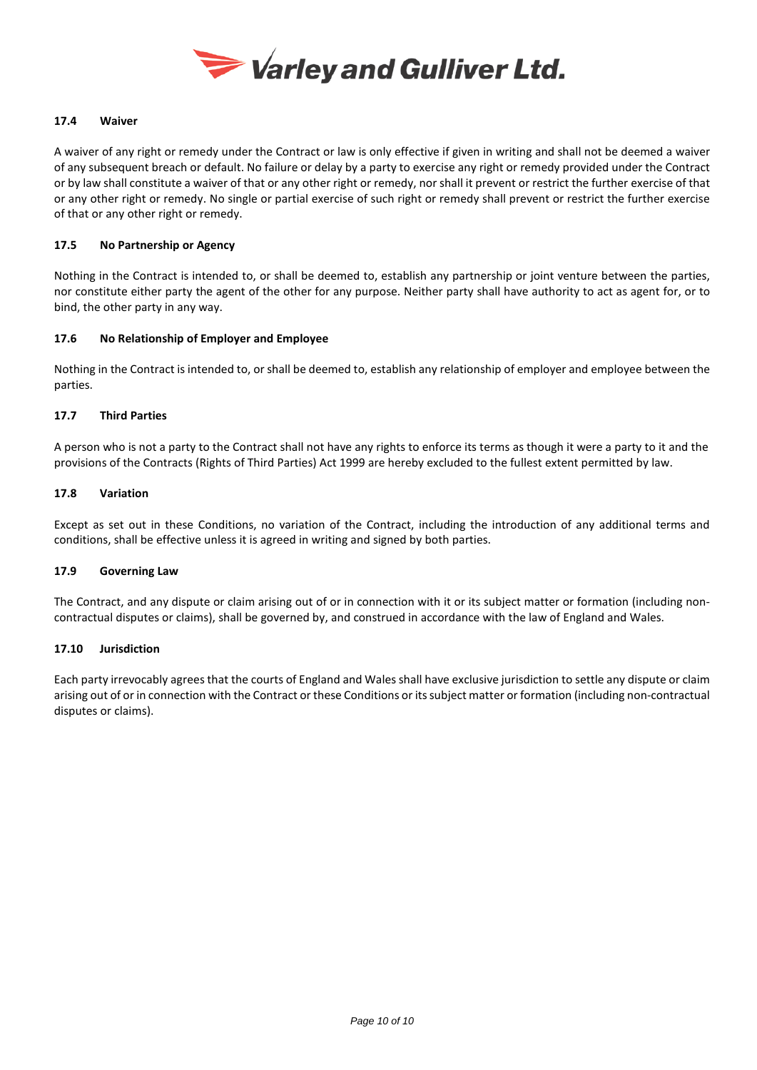### 17.4 Waiver

A waiver of any right or remedy under the Contract or law is only effective if given in writing and shall not be deemed a waiver of any subsequent breach or default. No failure or delay by a party to exercise any right or remedy provided under the Contract or by law shall constitute a waiver of that or any other right or remedy, nor shall it prevent or restrict the further exercise of that or any other right or remedy. No single or partial exercise of such right or remedy shall prevent or restrict the further exercise of that or any other right or remedy.

### 17.5 No Partnership or Agency

Nothing in the Contract is intended to, or shall be deemed to, establish any partnership or joint venture between the parties, nor constitute either party the agent of the other for any purpose. Neither party shall have authority to act as agent for, or to bind, the other party in any way.

### 17.6 No Relationship of Employer and Employee

Nothing in the Contract is intended to, or shall be deemed to, establish any relationship of employer and employee between the parties.

### 17.7 Third Parties

A person who is not a party to the Contract shall not have any rights to enforce its terms as though it were a party to it and the provisions of the Contracts (Rights of Third Parties) Act 1999 are hereby excluded to the fullest extent permitted by law.

### 17.8 Variation

Except as set out in these Conditions, no variation of the Contract, including the introduction of any additional terms and conditions, shall be effective unless it is agreed in writing and signed by both parties.

### 17.9 Governing Law

The Contract, and any dispute or claim arising out of or in connection with it or its subject matter or formation (including non-contractual disputes or claims), shall be governed by, and construed in accordance with the law of England and Wales.

### 17.10 Jurisdiction

Each party irrevocably agrees that the courts of England and Wales shall have exclusive jurisdiction to settle any dispute or claim arising out of or in connection with the Contract or these Conditions or its subject matter or formation (including non-contractual disputes or claims).